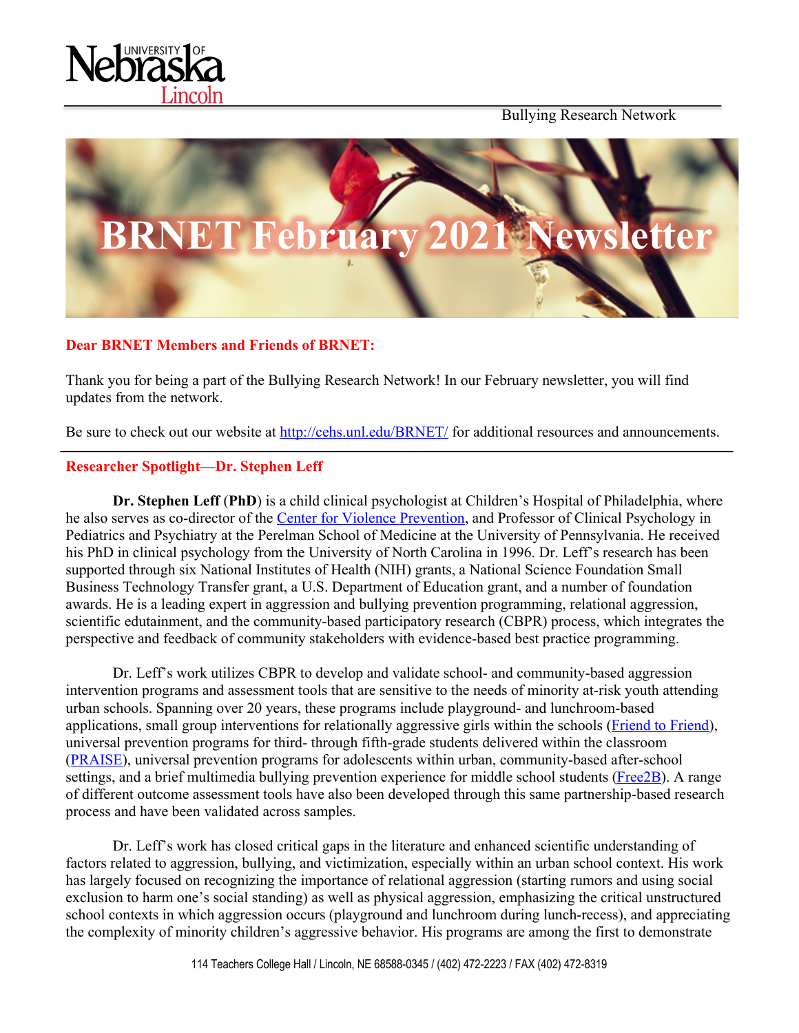Bullying Research Network

# BRNET February 2021 Newsletter

**Dear BRNET Members and Friends of BRNET:**

Thank you for being a part of the Bullying Research Network! In our February newsletter, you will find updates from the network.

Be sure to check out our website at [http://cehs.unl.edu/BRNET/](http://cehs.unl.edu/BRNET/) for additional resources and announcements.

---

## Researcher Spotlight—Dr. Stephen Leff

**Dr. Stephen Leff** (**PhD**) is a child clinical psychologist at Children's Hospital of Philadelphia, where he also serves as co-director of the Center for Violence Prevention, and Professor of Clinical Psychology in Pediatrics and Psychiatry at the Perelman School of Medicine at the University of Pennsylvania. He received his PhD in clinical psychology from the University of North Carolina in 1996. Dr. Leff's research has been supported through six National Institutes of Health (NIH) grants, a National Science Foundation Small Business Technology Transfer grant, a U.S. Department of Education grant, and a number of foundation awards. He is a leading expert in aggression and bullying prevention programming, relational aggression, scientific edutainment, and the community-based participatory research (CBPR) process, which integrates the perspective and feedback of community stakeholders with evidence-based best practice programming.

Dr. Leff's work utilizes CBPR to develop and validate school- and community-based aggression intervention programs and assessment tools that are sensitive to the needs of minority at-risk youth attending urban schools. Spanning over 20 years, these programs include playground- and lunchroom-based applications, small group interventions for relationally aggressive girls within the schools (Friend to Friend), universal prevention programs for third- through fifth-grade students delivered within the classroom (PRAISE), universal prevention programs for adolescents within urban, community-based after-school settings, and a brief multimedia bullying prevention experience for middle school students (Free2B). A range of different outcome assessment tools have also been developed through this same partnership-based research process and have been validated across samples.

Dr. Leff's work has closed critical gaps in the literature and enhanced scientific understanding of factors related to aggression, bullying, and victimization, especially within an urban school context. His work has largely focused on recognizing the importance of relational aggression (starting rumors and using social exclusion to harm one's social standing) as well as physical aggression, emphasizing the critical unstructured school contexts in which aggression occurs (playground and lunchroom during lunch-recess), and appreciating the complexity of minority children's aggressive behavior. His programs are among the first to demonstrate

114 Teachers College Hall / Lincoln, NE 68588-0345 / (402) 472-2223 / FAX (402) 472-8319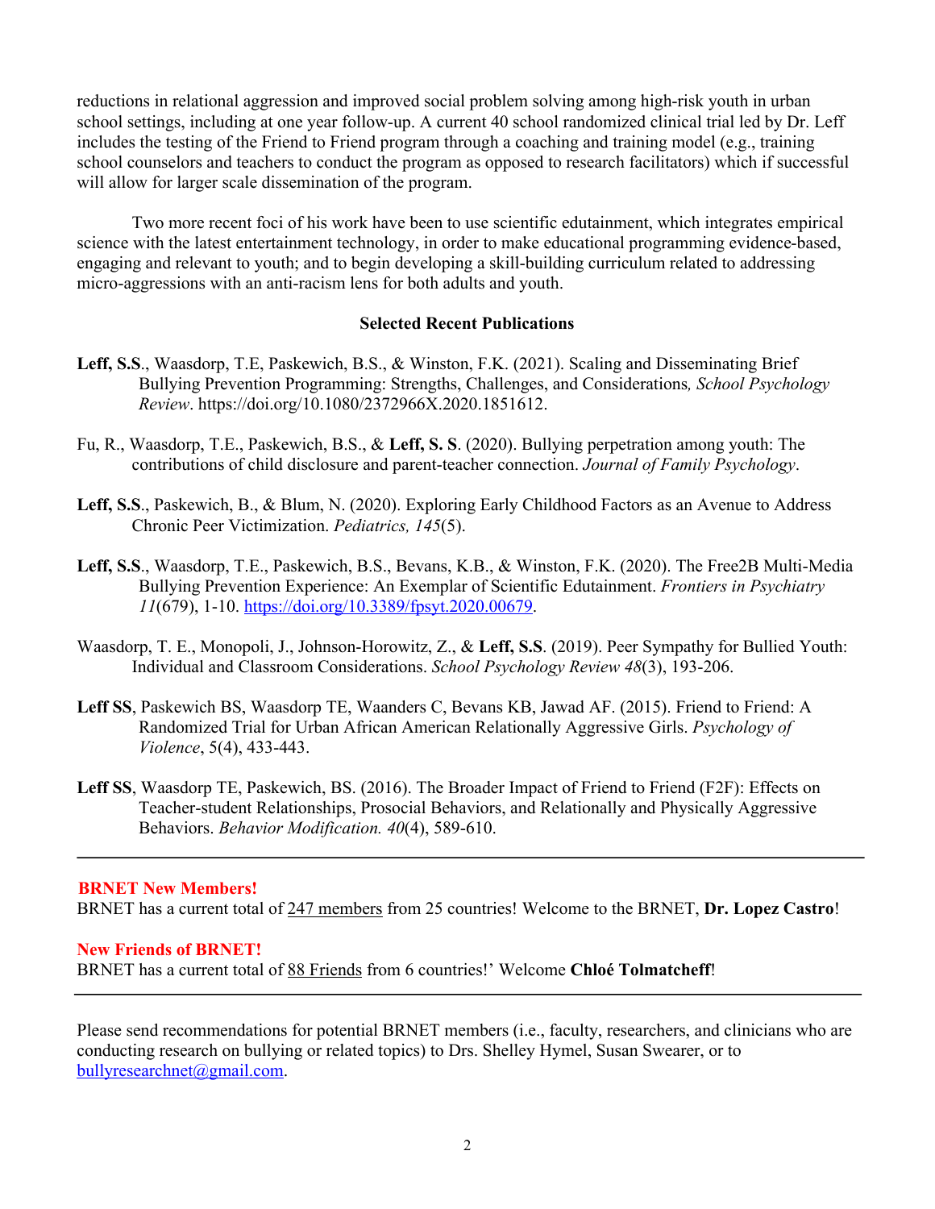reductions in relational aggression and improved social problem solving among high-risk youth in urban school settings, including at one year follow-up. A current 40 school randomized clinical trial led by Dr. Leff includes the testing of the Friend to Friend program through a coaching and training model (e.g., training school counselors and teachers to conduct the program as opposed to research facilitators) which if successful will allow for larger scale dissemination of the program.

Two more recent foci of his work have been to use scientific edutainment, which integrates empirical science with the latest entertainment technology, in order to make educational programming evidence-based, engaging and relevant to youth; and to begin developing a skill-building curriculum related to addressing micro-aggressions with an anti-racism lens for both adults and youth.

### Selected Recent Publications

**Leff, S.S**., Waasdorp, T.E, Paskewich, B.S., & Winston, F.K. (2021). Scaling and Disseminating Brief Bullying Prevention Programming: Strengths, Challenges, and Considerations*, School Psychology Review*. https://doi.org/10.1080/2372966X.2020.1851612.

Fu, R., Waasdorp, T.E., Paskewich, B.S., & **Leff, S. S**. (2020). Bullying perpetration among youth: The contributions of child disclosure and parent-teacher connection. *Journal of Family Psychology*.

**Leff, S.S**., Paskewich, B., & Blum, N. (2020). Exploring Early Childhood Factors as an Avenue to Address Chronic Peer Victimization. *Pediatrics, 145*(5).

**Leff, S.S**., Waasdorp, T.E., Paskewich, B.S., Bevans, K.B., & Winston, F.K. (2020). The Free2B Multi-Media Bullying Prevention Experience: An Exemplar of Scientific Edutainment. *Frontiers in Psychiatry 11*(679), 1-10. https://doi.org/10.3389/fpsyt.2020.00679.

Waasdorp, T. E., Monopoli, J., Johnson-Horowitz, Z., & **Leff, S.S**. (2019). Peer Sympathy for Bullied Youth: Individual and Classroom Considerations. *School Psychology Review 48*(3), 193-206.

**Leff SS**, Paskewich BS, Waasdorp TE, Waanders C, Bevans KB, Jawad AF. (2015). Friend to Friend: A Randomized Trial for Urban African American Relationally Aggressive Girls. *Psychology of Violence*, 5(4), 433-443.

**Leff SS**, Waasdorp TE, Paskewich, BS. (2016). The Broader Impact of Friend to Friend (F2F): Effects on Teacher-student Relationships, Prosocial Behaviors, and Relationally and Physically Aggressive Behaviors. *Behavior Modification. 40*(4), 589-610.

---

**BRNET New Members!**
BRNET has a current total of 247 members from 25 countries! Welcome to the BRNET, **Dr. Lopez Castro**!

**New Friends of BRNET!**
BRNET has a current total of 88 Friends from 6 countries!' Welcome **Chloé Tolmatcheff**!

---

Please send recommendations for potential BRNET members (i.e., faculty, researchers, and clinicians who are conducting research on bullying or related topics) to Drs. Shelley Hymel, Susan Swearer, or to bullyresearchnet@gmail.com.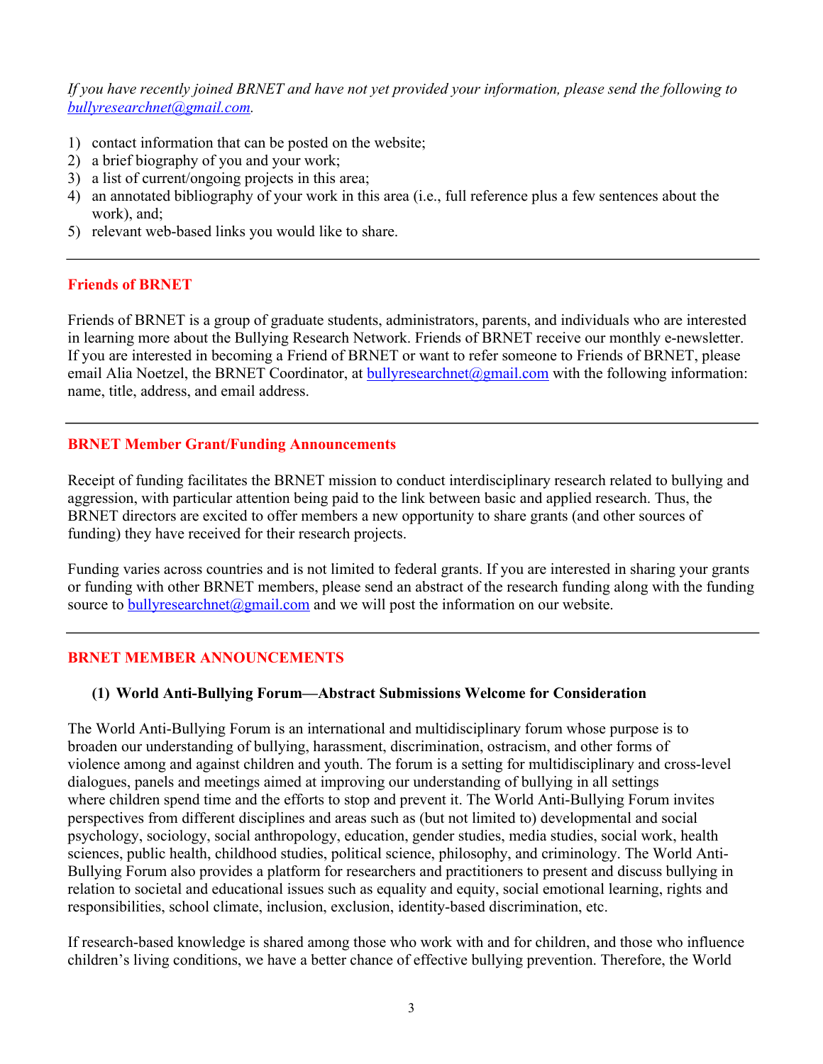*If you have recently joined BRNET and have not yet provided your information, please send the following to bullyresearchnet@gmail.com.*

1) contact information that can be posted on the website;
2) a brief biography of you and your work;
3) a list of current/ongoing projects in this area;
4) an annotated bibliography of your work in this area (i.e., full reference plus a few sentences about the work), and;
5) relevant web-based links you would like to share.

---

## Friends of BRNET

Friends of BRNET is a group of graduate students, administrators, parents, and individuals who are interested in learning more about the Bullying Research Network. Friends of BRNET receive our monthly e-newsletter. If you are interested in becoming a Friend of BRNET or want to refer someone to Friends of BRNET, please email Alia Noetzel, the BRNET Coordinator, at bullyresearchnet@gmail.com with the following information: name, title, address, and email address.

---

## BRNET Member Grant/Funding Announcements

Receipt of funding facilitates the BRNET mission to conduct interdisciplinary research related to bullying and aggression, with particular attention being paid to the link between basic and applied research. Thus, the BRNET directors are excited to offer members a new opportunity to share grants (and other sources of funding) they have received for their research projects.

Funding varies across countries and is not limited to federal grants. If you are interested in sharing your grants or funding with other BRNET members, please send an abstract of the research funding along with the funding source to bullyresearchnet@gmail.com and we will post the information on our website.

---

## BRNET MEMBER ANNOUNCEMENTS

### (1) World Anti-Bullying Forum—Abstract Submissions Welcome for Consideration

The World Anti-Bullying Forum is an international and multidisciplinary forum whose purpose is to broaden our understanding of bullying, harassment, discrimination, ostracism, and other forms of violence among and against children and youth. The forum is a setting for multidisciplinary and cross-level dialogues, panels and meetings aimed at improving our understanding of bullying in all settings where children spend time and the efforts to stop and prevent it. The World Anti-Bullying Forum invites perspectives from different disciplines and areas such as (but not limited to) developmental and social psychology, sociology, social anthropology, education, gender studies, media studies, social work, health sciences, public health, childhood studies, political science, philosophy, and criminology. The World Anti-Bullying Forum also provides a platform for researchers and practitioners to present and discuss bullying in relation to societal and educational issues such as equality and equity, social emotional learning, rights and responsibilities, school climate, inclusion, exclusion, identity-based discrimination, etc.

If research-based knowledge is shared among those who work with and for children, and those who influence children's living conditions, we have a better chance of effective bullying prevention. Therefore, the World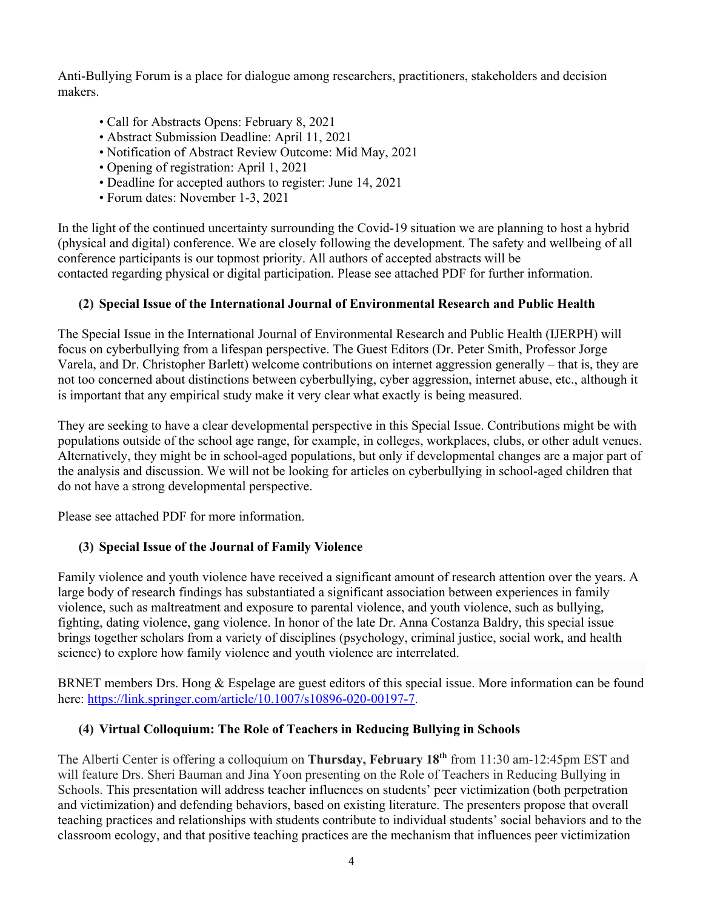Anti-Bullying Forum is a place for dialogue among researchers, practitioners, stakeholders and decision makers.

- Call for Abstracts Opens: February 8, 2021
- Abstract Submission Deadline: April 11, 2021
- Notification of Abstract Review Outcome: Mid May, 2021
- Opening of registration: April 1, 2021
- Deadline for accepted authors to register: June 14, 2021
- Forum dates: November 1-3, 2021

In the light of the continued uncertainty surrounding the Covid-19 situation we are planning to host a hybrid (physical and digital) conference. We are closely following the development. The safety and wellbeing of all conference participants is our topmost priority. All authors of accepted abstracts will be contacted regarding physical or digital participation. Please see attached PDF for further information.

### (2) Special Issue of the International Journal of Environmental Research and Public Health

The Special Issue in the International Journal of Environmental Research and Public Health (IJERPH) will focus on cyberbullying from a lifespan perspective. The Guest Editors (Dr. Peter Smith, Professor Jorge Varela, and Dr. Christopher Barlett) welcome contributions on internet aggression generally – that is, they are not too concerned about distinctions between cyberbullying, cyber aggression, internet abuse, etc., although it is important that any empirical study make it very clear what exactly is being measured.

They are seeking to have a clear developmental perspective in this Special Issue. Contributions might be with populations outside of the school age range, for example, in colleges, workplaces, clubs, or other adult venues. Alternatively, they might be in school-aged populations, but only if developmental changes are a major part of the analysis and discussion. We will not be looking for articles on cyberbullying in school-aged children that do not have a strong developmental perspective.

Please see attached PDF for more information.

### (3) Special Issue of the Journal of Family Violence

Family violence and youth violence have received a significant amount of research attention over the years. A large body of research findings has substantiated a significant association between experiences in family violence, such as maltreatment and exposure to parental violence, and youth violence, such as bullying, fighting, dating violence, gang violence. In honor of the late Dr. Anna Costanza Baldry, this special issue brings together scholars from a variety of disciplines (psychology, criminal justice, social work, and health science) to explore how family violence and youth violence are interrelated.

BRNET members Drs. Hong & Espelage are guest editors of this special issue. More information can be found here: https://link.springer.com/article/10.1007/s10896-020-00197-7.

### (4) Virtual Colloquium: The Role of Teachers in Reducing Bullying in Schools

The Alberti Center is offering a colloquium on **Thursday, February 18th** from 11:30 am-12:45pm EST and will feature Drs. Sheri Bauman and Jina Yoon presenting on the Role of Teachers in Reducing Bullying in Schools. This presentation will address teacher influences on students' peer victimization (both perpetration and victimization) and defending behaviors, based on existing literature. The presenters propose that overall teaching practices and relationships with students contribute to individual students' social behaviors and to the classroom ecology, and that positive teaching practices are the mechanism that influences peer victimization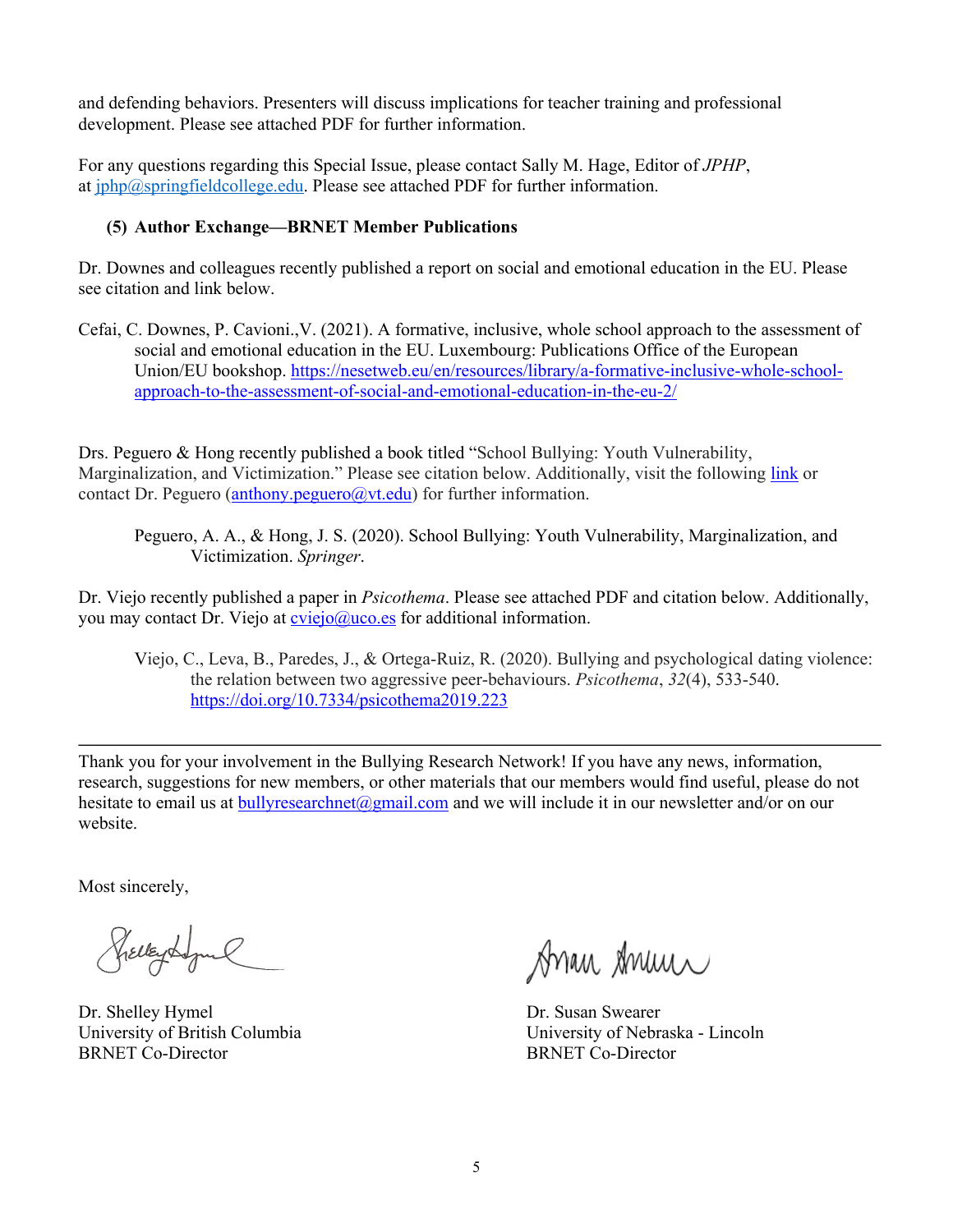and defending behaviors. Presenters will discuss implications for teacher training and professional development. Please see attached PDF for further information.

For any questions regarding this Special Issue, please contact Sally M. Hage, Editor of *JPHP*, at jphp@springfieldcollege.edu. Please see attached PDF for further information.

**(5) Author Exchange—BRNET Member Publications**

Dr. Downes and colleagues recently published a report on social and emotional education in the EU. Please see citation and link below.

Cefai, C. Downes, P. Cavioni.,V. (2021). A formative, inclusive, whole school approach to the assessment of social and emotional education in the EU. Luxembourg: Publications Office of the European Union/EU bookshop. https://nesetweb.eu/en/resources/library/a-formative-inclusive-whole-school-approach-to-the-assessment-of-social-and-emotional-education-in-the-eu-2/

Drs. Peguero & Hong recently published a book titled "School Bullying: Youth Vulnerability, Marginalization, and Victimization." Please see citation below. Additionally, visit the following link or contact Dr. Peguero (anthony.peguero@vt.edu) for further information.

> Peguero, A. A., & Hong, J. S. (2020). School Bullying: Youth Vulnerability, Marginalization, and Victimization. *Springer*.

Dr. Viejo recently published a paper in *Psicothema*. Please see attached PDF and citation below. Additionally, you may contact Dr. Viejo at cviejo@uco.es for additional information.

> Viejo, C., Leva, B., Paredes, J., & Ortega-Ruiz, R. (2020). Bullying and psychological dating violence: the relation between two aggressive peer-behaviours. *Psicothema*, *32*(4), 533-540. https://doi.org/10.7334/psicothema2019.223

---

Thank you for your involvement in the Bullying Research Network! If you have any news, information, research, suggestions for new members, or other materials that our members would find useful, please do not hesitate to email us at bullyresearchnet@gmail.com and we will include it in our newsletter and/or on our website.

Most sincerely,

Dr. Shelley Hymel
University of British Columbia
BRNET Co-Director

Dr. Susan Swearer
University of Nebraska - Lincoln
BRNET Co-Director